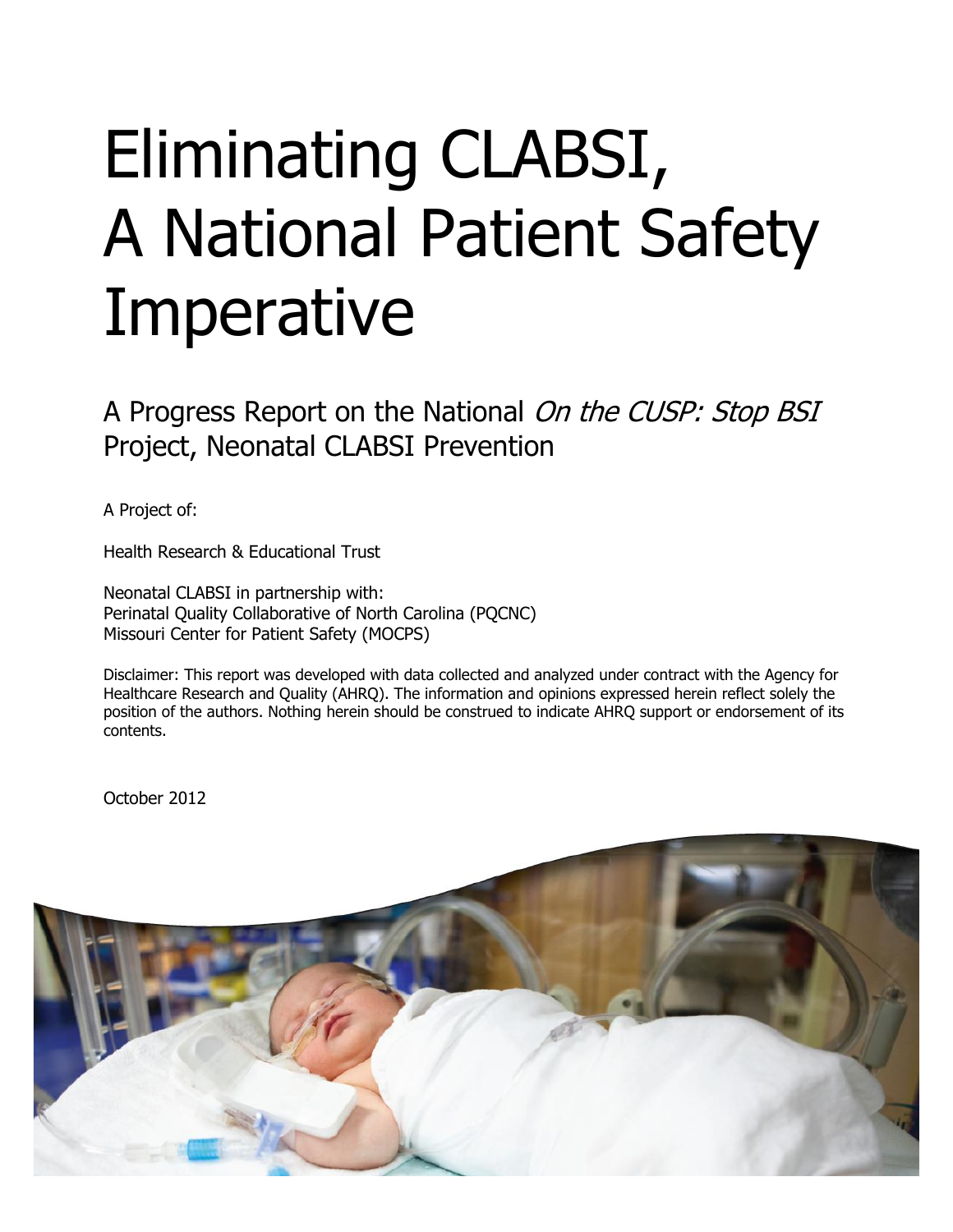# Eliminating CLABSI, A National Patient Safety Imperative

## A Progress Report on the National *On the CUSP: Stop BSI* Project, Neonatal CLABSI Prevention

A Project of:

Health Research & Educational Trust

Neonatal CLABSI in partnership with:
Perinatal Quality Collaborative of North Carolina (PQCNC)
Missouri Center for Patient Safety (MOCPS)

Disclaimer: This report was developed with data collected and analyzed under contract with the Agency for Healthcare Research and Quality (AHRQ). The information and opinions expressed herein reflect solely the position of the authors. Nothing herein should be construed to indicate AHRQ support or endorsement of its contents.

October 2012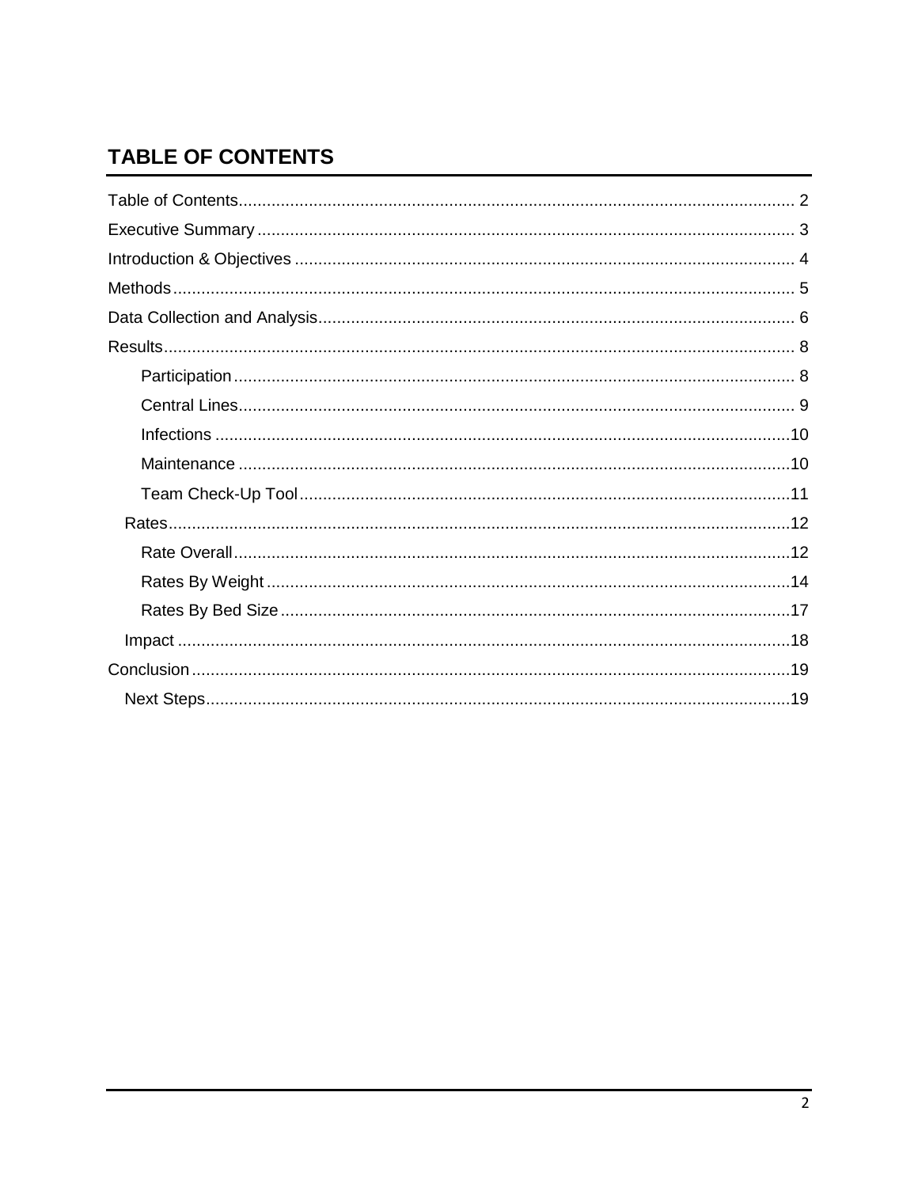# TABLE OF CONTENTS

- Table of Contents ........ 2
- Executive Summary ........ 3
- Introduction & Objectives ........ 4
- Methods ........ 5
- Data Collection and Analysis ........ 6
- Results ........ 8
    - Participation ........ 8
    - Central Lines ........ 9
    - Infections ........ 10
    - Maintenance ........ 10
    - Team Check-Up Tool ........ 11
  - Rates ........ 12
    - Rate Overall ........ 12
    - Rates By Weight ........ 14
    - Rates By Bed Size ........ 17
  - Impact ........ 18
- Conclusion ........ 19
  - Next Steps ........ 19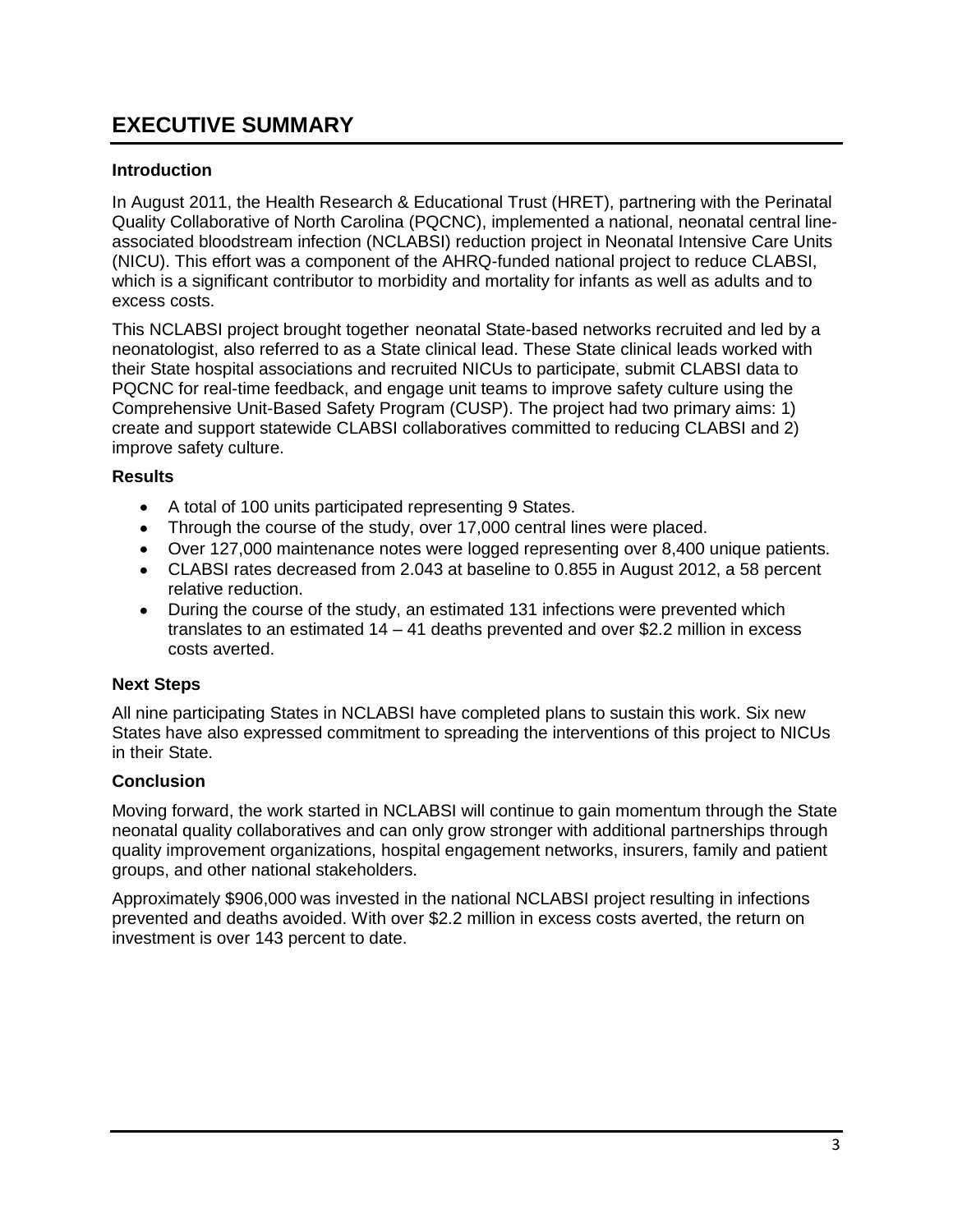# EXECUTIVE SUMMARY

### Introduction

In August 2011, the Health Research & Educational Trust (HRET), partnering with the Perinatal Quality Collaborative of North Carolina (PQCNC), implemented a national, neonatal central line-associated bloodstream infection (NCLABSI) reduction project in Neonatal Intensive Care Units (NICU). This effort was a component of the AHRQ-funded national project to reduce CLABSI, which is a significant contributor to morbidity and mortality for infants as well as adults and to excess costs.

This NCLABSI project brought together neonatal State-based networks recruited and led by a neonatologist, also referred to as a State clinical lead. These State clinical leads worked with their State hospital associations and recruited NICUs to participate, submit CLABSI data to PQCNC for real-time feedback, and engage unit teams to improve safety culture using the Comprehensive Unit-Based Safety Program (CUSP). The project had two primary aims: 1) create and support statewide CLABSI collaboratives committed to reducing CLABSI and 2) improve safety culture.

### Results

- A total of 100 units participated representing 9 States.
- Through the course of the study, over 17,000 central lines were placed.
- Over 127,000 maintenance notes were logged representing over 8,400 unique patients.
- CLABSI rates decreased from 2.043 at baseline to 0.855 in August 2012, a 58 percent relative reduction.
- During the course of the study, an estimated 131 infections were prevented which translates to an estimated 14 – 41 deaths prevented and over $2.2 million in excess costs averted.

### Next Steps

All nine participating States in NCLABSI have completed plans to sustain this work. Six new States have also expressed commitment to spreading the interventions of this project to NICUs in their State.

### Conclusion

Moving forward, the work started in NCLABSI will continue to gain momentum through the State neonatal quality collaboratives and can only grow stronger with additional partnerships through quality improvement organizations, hospital engagement networks, insurers, family and patient groups, and other national stakeholders.

Approximately $906,000 was invested in the national NCLABSI project resulting in infections prevented and deaths avoided. With over $2.2 million in excess costs averted, the return on investment is over 143 percent to date.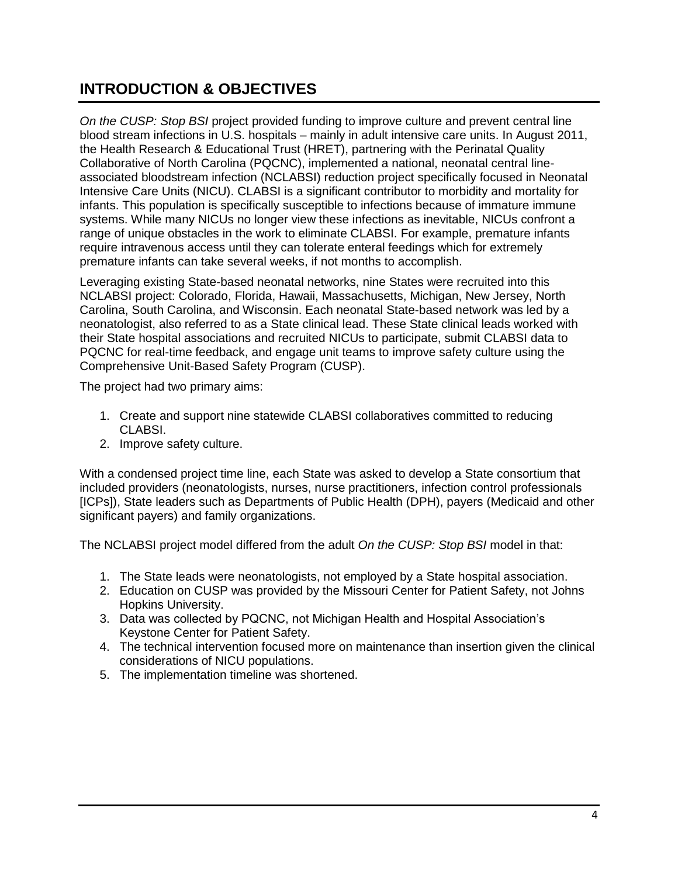## INTRODUCTION & OBJECTIVES

*On the CUSP: Stop BSI* project provided funding to improve culture and prevent central line blood stream infections in U.S. hospitals – mainly in adult intensive care units. In August 2011, the Health Research & Educational Trust (HRET), partnering with the Perinatal Quality Collaborative of North Carolina (PQCNC), implemented a national, neonatal central line-associated bloodstream infection (NCLABSI) reduction project specifically focused in Neonatal Intensive Care Units (NICU). CLABSI is a significant contributor to morbidity and mortality for infants. This population is specifically susceptible to infections because of immature immune systems. While many NICUs no longer view these infections as inevitable, NICUs confront a range of unique obstacles in the work to eliminate CLABSI. For example, premature infants require intravenous access until they can tolerate enteral feedings which for extremely premature infants can take several weeks, if not months to accomplish.

Leveraging existing State-based neonatal networks, nine States were recruited into this NCLABSI project: Colorado, Florida, Hawaii, Massachusetts, Michigan, New Jersey, North Carolina, South Carolina, and Wisconsin. Each neonatal State-based network was led by a neonatologist, also referred to as a State clinical lead. These State clinical leads worked with their State hospital associations and recruited NICUs to participate, submit CLABSI data to PQCNC for real-time feedback, and engage unit teams to improve safety culture using the Comprehensive Unit-Based Safety Program (CUSP).

The project had two primary aims:

1. Create and support nine statewide CLABSI collaboratives committed to reducing CLABSI.
2. Improve safety culture.

With a condensed project time line, each State was asked to develop a State consortium that included providers (neonatologists, nurses, nurse practitioners, infection control professionals [ICPs]), State leaders such as Departments of Public Health (DPH), payers (Medicaid and other significant payers) and family organizations.

The NCLABSI project model differed from the adult *On the CUSP: Stop BSI* model in that:

1. The State leads were neonatologists, not employed by a State hospital association.
2. Education on CUSP was provided by the Missouri Center for Patient Safety, not Johns Hopkins University.
3. Data was collected by PQCNC, not Michigan Health and Hospital Association's Keystone Center for Patient Safety.
4. The technical intervention focused more on maintenance than insertion given the clinical considerations of NICU populations.
5. The implementation timeline was shortened.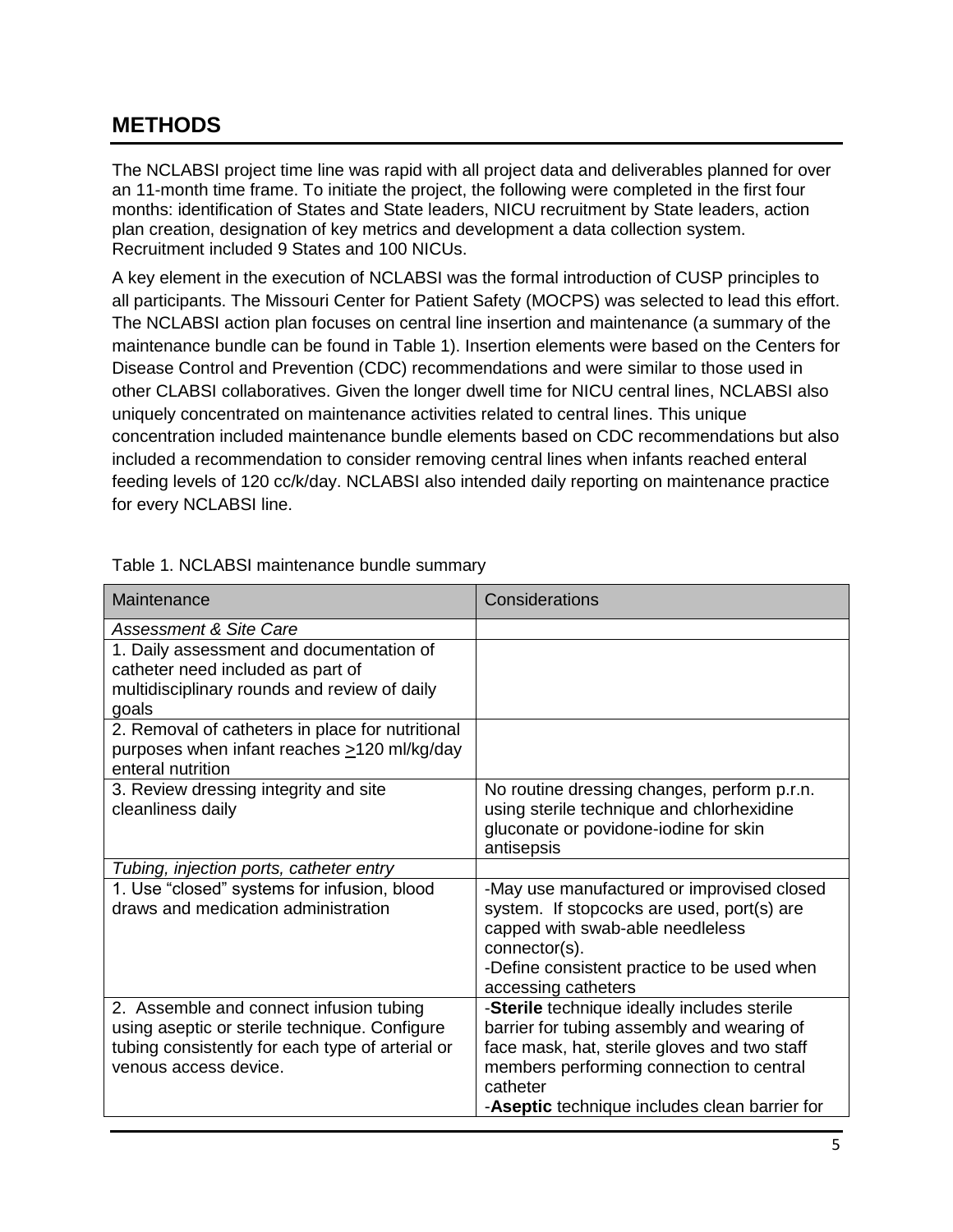## METHODS

The NCLABSI project time line was rapid with all project data and deliverables planned for over an 11-month time frame. To initiate the project, the following were completed in the first four months: identification of States and State leaders, NICU recruitment by State leaders, action plan creation, designation of key metrics and development a data collection system. Recruitment included 9 States and 100 NICUs.

A key element in the execution of NCLABSI was the formal introduction of CUSP principles to all participants. The Missouri Center for Patient Safety (MOCPS) was selected to lead this effort. The NCLABSI action plan focuses on central line insertion and maintenance (a summary of the maintenance bundle can be found in Table 1). Insertion elements were based on the Centers for Disease Control and Prevention (CDC) recommendations and were similar to those used in other CLABSI collaboratives. Given the longer dwell time for NICU central lines, NCLABSI also uniquely concentrated on maintenance activities related to central lines. This unique concentration included maintenance bundle elements based on CDC recommendations but also included a recommendation to consider removing central lines when infants reached enteral feeding levels of 120 cc/k/day. NCLABSI also intended daily reporting on maintenance practice for every NCLABSI line.

Table 1. NCLABSI maintenance bundle summary

| Maintenance | Considerations |
|---|---|
| *Assessment & Site Care* | |
| 1. Daily assessment and documentation of catheter need included as part of multidisciplinary rounds and review of daily goals | |
| 2. Removal of catheters in place for nutritional purposes when infant reaches $\geq$120 ml/kg/day enteral nutrition | |
| 3. Review dressing integrity and site cleanliness daily | No routine dressing changes, perform p.r.n. using sterile technique and chlorhexidine gluconate or povidone-iodine for skin antisepsis |
| *Tubing, injection ports, catheter entry* | |
| 1. Use “closed” systems for infusion, blood draws and medication administration | -May use manufactured or improvised closed system. If stopcocks are used, port(s) are capped with swab-able needleless connector(s).<br>-Define consistent practice to be used when accessing catheters |
| 2. Assemble and connect infusion tubing using aseptic or sterile technique. Configure tubing consistently for each type of arterial or venous access device. | -**Sterile** technique ideally includes sterile barrier for tubing assembly and wearing of face mask, hat, sterile gloves and two staff members performing connection to central catheter<br>-**Aseptic** technique includes clean barrier for |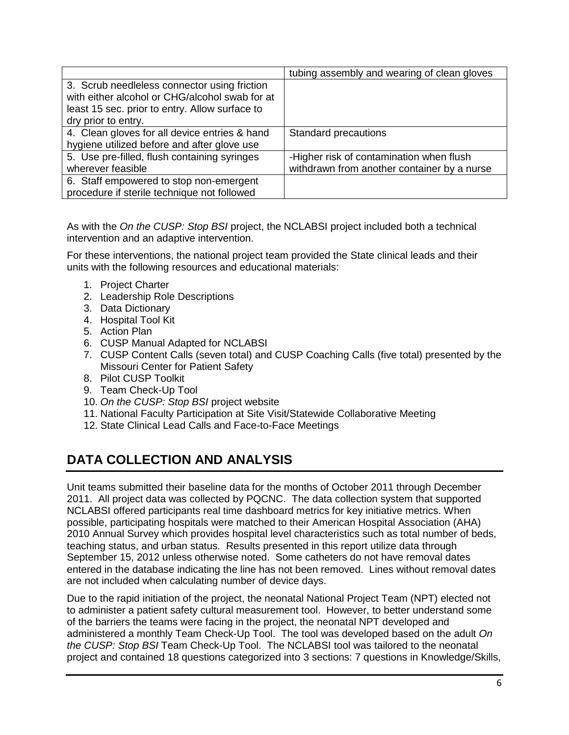| | |
|---|---|
| | tubing assembly and wearing of clean gloves |
| 3. Scrub needleless connector using friction with either alcohol or CHG/alcohol swab for at least 15 sec. prior to entry. Allow surface to dry prior to entry. | |
| 4. Clean gloves for all device entries & hand hygiene utilized before and after glove use | Standard precautions |
| 5. Use pre-filled, flush containing syringes wherever feasible | -Higher risk of contamination when flush withdrawn from another container by a nurse |
| 6. Staff empowered to stop non-emergent procedure if sterile technique not followed | |

As with the *On the CUSP: Stop BSI* project, the NCLABSI project included both a technical intervention and an adaptive intervention.

For these interventions, the national project team provided the State clinical leads and their units with the following resources and educational materials:

1. Project Charter
2. Leadership Role Descriptions
3. Data Dictionary
4. Hospital Tool Kit
5. Action Plan
6. CUSP Manual Adapted for NCLABSI
7. CUSP Content Calls (seven total) and CUSP Coaching Calls (five total) presented by the Missouri Center for Patient Safety
8. Pilot CUSP Toolkit
9. Team Check-Up Tool
10. *On the CUSP: Stop BSI* project website
11. National Faculty Participation at Site Visit/Statewide Collaborative Meeting
12. State Clinical Lead Calls and Face-to-Face Meetings

## DATA COLLECTION AND ANALYSIS

Unit teams submitted their baseline data for the months of October 2011 through December 2011. All project data was collected by PQCNC. The data collection system that supported NCLABSI offered participants real time dashboard metrics for key initiative metrics. When possible, participating hospitals were matched to their American Hospital Association (AHA) 2010 Annual Survey which provides hospital level characteristics such as total number of beds, teaching status, and urban status. Results presented in this report utilize data through September 15, 2012 unless otherwise noted. Some catheters do not have removal dates entered in the database indicating the line has not been removed. Lines without removal dates are not included when calculating number of device days.

Due to the rapid initiation of the project, the neonatal National Project Team (NPT) elected not to administer a patient safety cultural measurement tool. However, to better understand some of the barriers the teams were facing in the project, the neonatal NPT developed and administered a monthly Team Check-Up Tool. The tool was developed based on the adult *On the CUSP: Stop BSI* Team Check-Up Tool. The NCLABSI tool was tailored to the neonatal project and contained 18 questions categorized into 3 sections: 7 questions in Knowledge/Skills,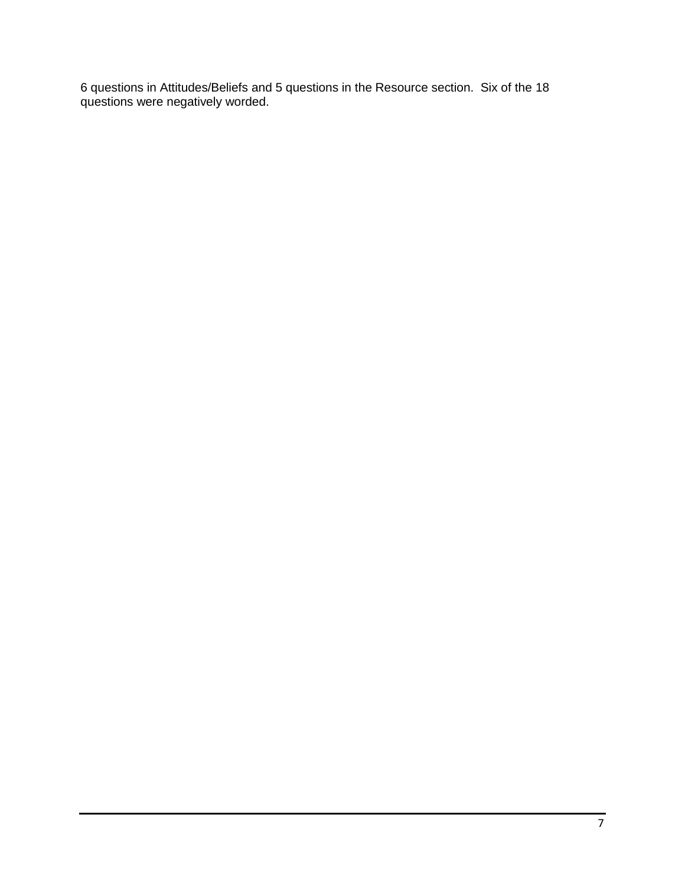6 questions in Attitudes/Beliefs and 5 questions in the Resource section. Six of the 18 questions were negatively worded.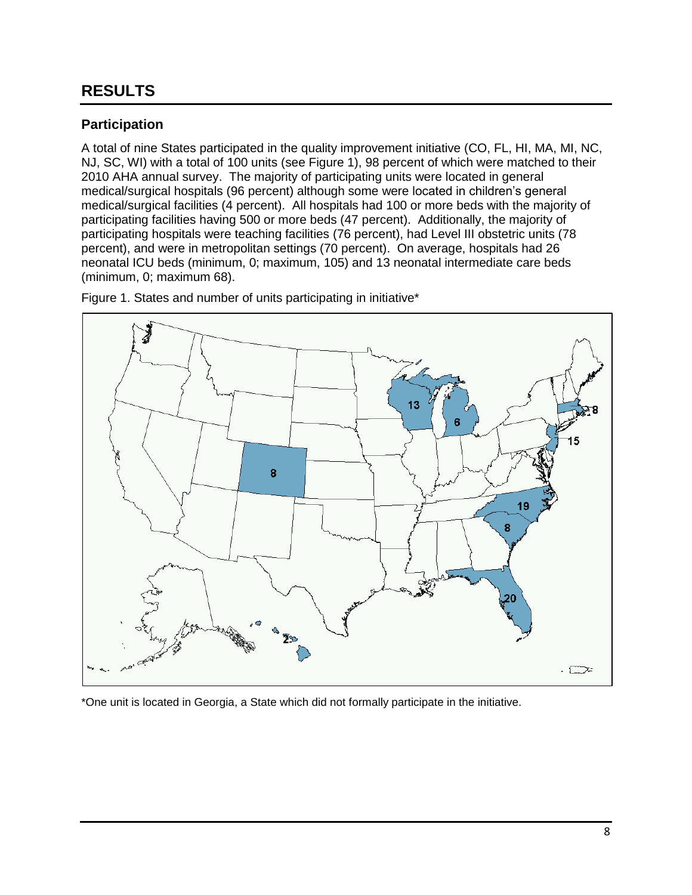# RESULTS

## Participation

A total of nine States participated in the quality improvement initiative (CO, FL, HI, MA, MI, NC, NJ, SC, WI) with a total of 100 units (see Figure 1), 98 percent of which were matched to their 2010 AHA annual survey. The majority of participating units were located in general medical/surgical hospitals (96 percent) although some were located in children's general medical/surgical facilities (4 percent). All hospitals had 100 or more beds with the majority of participating facilities having 500 or more beds (47 percent). Additionally, the majority of participating hospitals were teaching facilities (76 percent), had Level III obstetric units (78 percent), and were in metropolitan settings (70 percent). On average, hospitals had 26 neonatal ICU beds (minimum, 0; maximum, 105) and 13 neonatal intermediate care beds (minimum, 0; maximum 68).

Figure 1. States and number of units participating in initiative*

*One unit is located in Georgia, a State which did not formally participate in the initiative.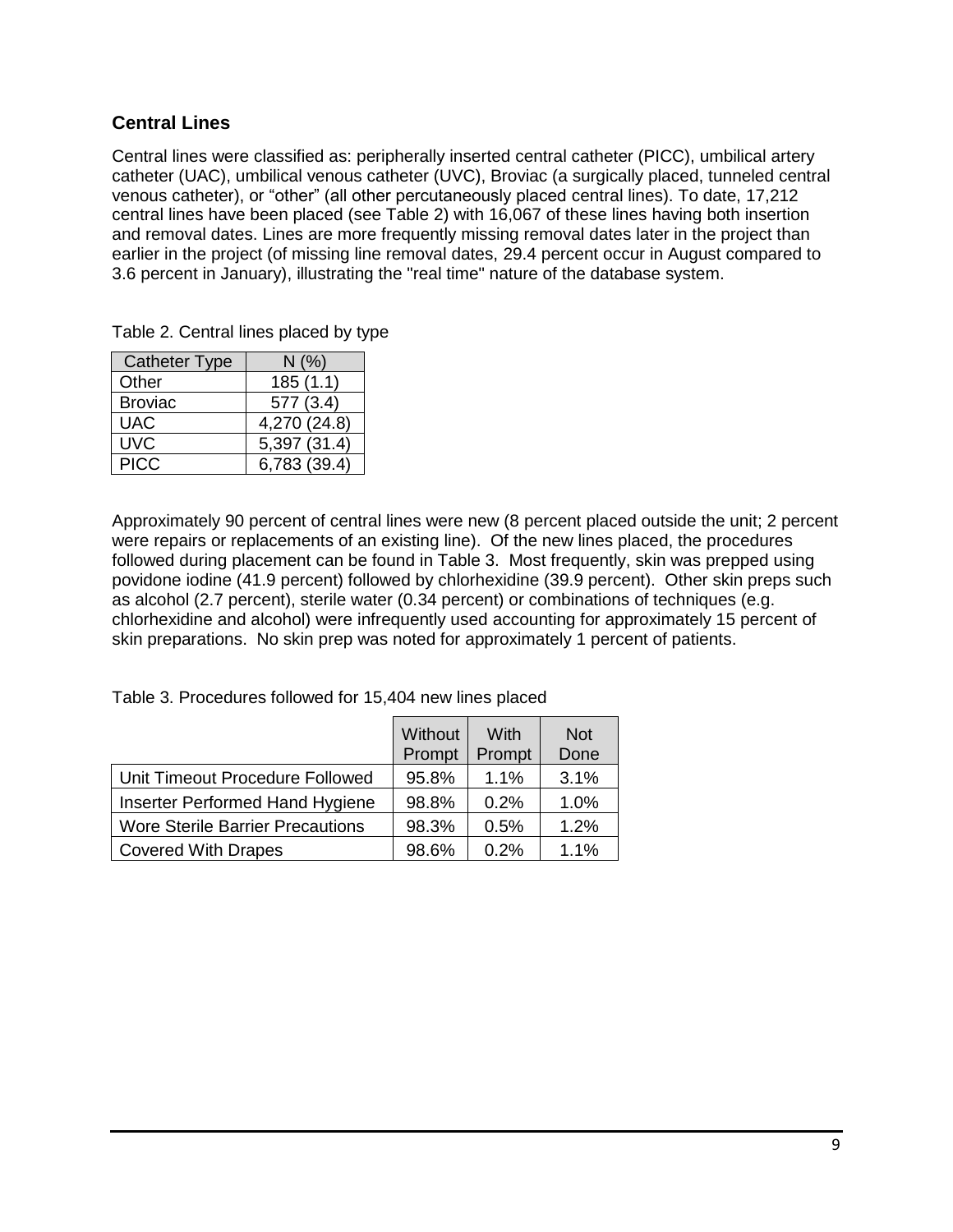## Central Lines

Central lines were classified as: peripherally inserted central catheter (PICC), umbilical artery catheter (UAC), umbilical venous catheter (UVC), Broviac (a surgically placed, tunneled central venous catheter), or "other" (all other percutaneously placed central lines). To date, 17,212 central lines have been placed (see Table 2) with 16,067 of these lines having both insertion and removal dates. Lines are more frequently missing removal dates later in the project than earlier in the project (of missing line removal dates, 29.4 percent occur in August compared to 3.6 percent in January), illustrating the "real time" nature of the database system.

Table 2. Central lines placed by type

| Catheter Type | N (%) |
|---|---|
| Other | 185 (1.1) |
| Broviac | 577 (3.4) |
| UAC | 4,270 (24.8) |
| UVC | 5,397 (31.4) |
| PICC | 6,783 (39.4) |

Approximately 90 percent of central lines were new (8 percent placed outside the unit; 2 percent were repairs or replacements of an existing line). Of the new lines placed, the procedures followed during placement can be found in Table 3. Most frequently, skin was prepped using povidone iodine (41.9 percent) followed by chlorhexidine (39.9 percent). Other skin preps such as alcohol (2.7 percent), sterile water (0.34 percent) or combinations of techniques (e.g. chlorhexidine and alcohol) were infrequently used accounting for approximately 15 percent of skin preparations. No skin prep was noted for approximately 1 percent of patients.

Table 3. Procedures followed for 15,404 new lines placed

| | Without Prompt | With Prompt | Not Done |
|---|---|---|---|
| Unit Timeout Procedure Followed | 95.8% | 1.1% | 3.1% |
| Inserter Performed Hand Hygiene | 98.8% | 0.2% | 1.0% |
| Wore Sterile Barrier Precautions | 98.3% | 0.5% | 1.2% |
| Covered With Drapes | 98.6% | 0.2% | 1.1% |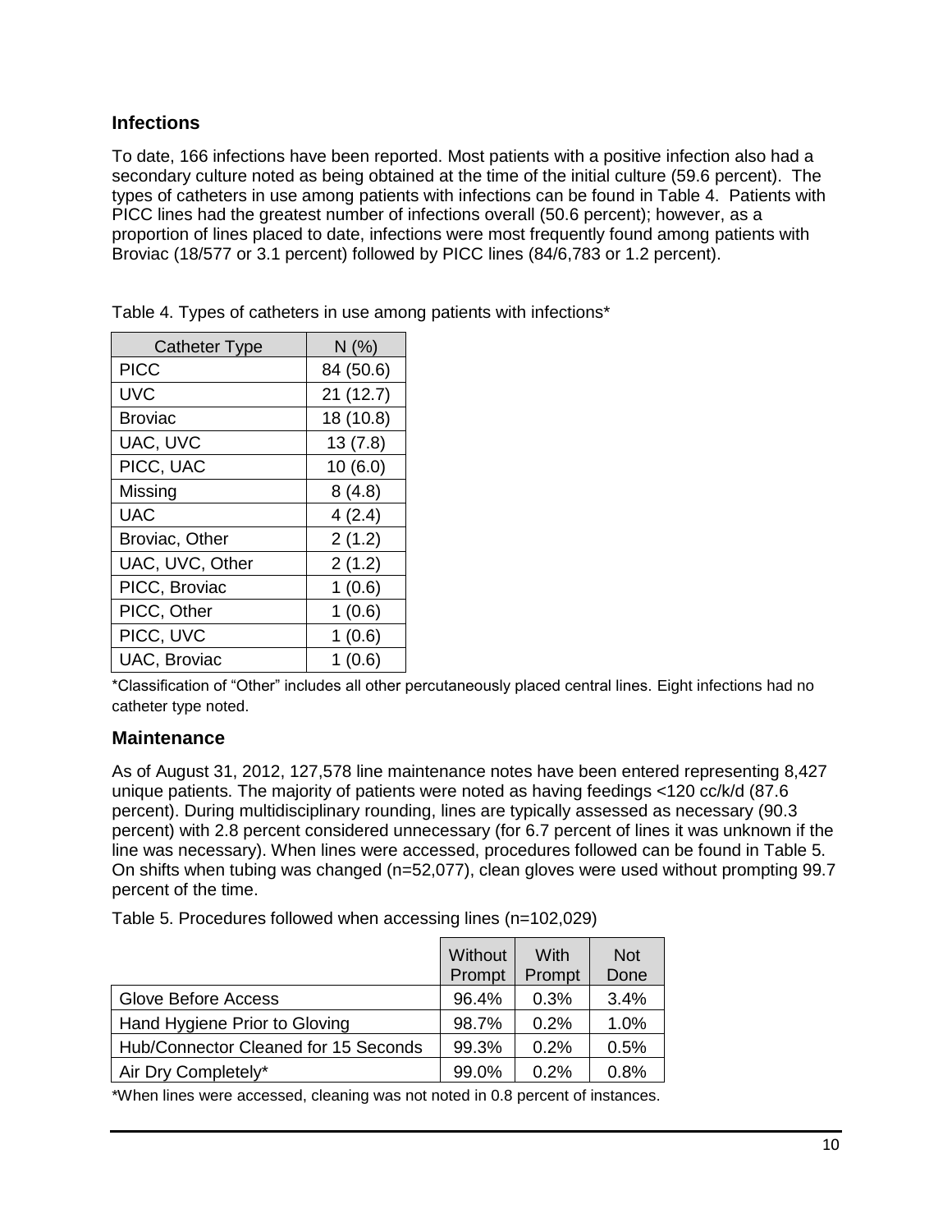## Infections

To date, 166 infections have been reported. Most patients with a positive infection also had a secondary culture noted as being obtained at the time of the initial culture (59.6 percent). The types of catheters in use among patients with infections can be found in Table 4. Patients with PICC lines had the greatest number of infections overall (50.6 percent); however, as a proportion of lines placed to date, infections were most frequently found among patients with Broviac (18/577 or 3.1 percent) followed by PICC lines (84/6,783 or 1.2 percent).

Table 4. Types of catheters in use among patients with infections*

| Catheter Type | N (%) |
|---|---|
| PICC | 84 (50.6) |
| UVC | 21 (12.7) |
| Broviac | 18 (10.8) |
| UAC, UVC | 13 (7.8) |
| PICC, UAC | 10 (6.0) |
| Missing | 8 (4.8) |
| UAC | 4 (2.4) |
| Broviac, Other | 2 (1.2) |
| UAC, UVC, Other | 2 (1.2) |
| PICC, Broviac | 1 (0.6) |
| PICC, Other | 1 (0.6) |
| PICC, UVC | 1 (0.6) |
| UAC, Broviac | 1 (0.6) |

*Classification of "Other" includes all other percutaneously placed central lines. Eight infections had no catheter type noted.

## Maintenance

As of August 31, 2012, 127,578 line maintenance notes have been entered representing 8,427 unique patients. The majority of patients were noted as having feedings <120 cc/k/d (87.6 percent). During multidisciplinary rounding, lines are typically assessed as necessary (90.3 percent) with 2.8 percent considered unnecessary (for 6.7 percent of lines it was unknown if the line was necessary). When lines were accessed, procedures followed can be found in Table 5. On shifts when tubing was changed (n=52,077), clean gloves were used without prompting 99.7 percent of the time.

Table 5. Procedures followed when accessing lines (n=102,029)

| | Without Prompt | With Prompt | Not Done |
|---|---|---|---|
| Glove Before Access | 96.4% | 0.3% | 3.4% |
| Hand Hygiene Prior to Gloving | 98.7% | 0.2% | 1.0% |
| Hub/Connector Cleaned for 15 Seconds | 99.3% | 0.2% | 0.5% |
| Air Dry Completely* | 99.0% | 0.2% | 0.8% |

*When lines were accessed, cleaning was not noted in 0.8 percent of instances.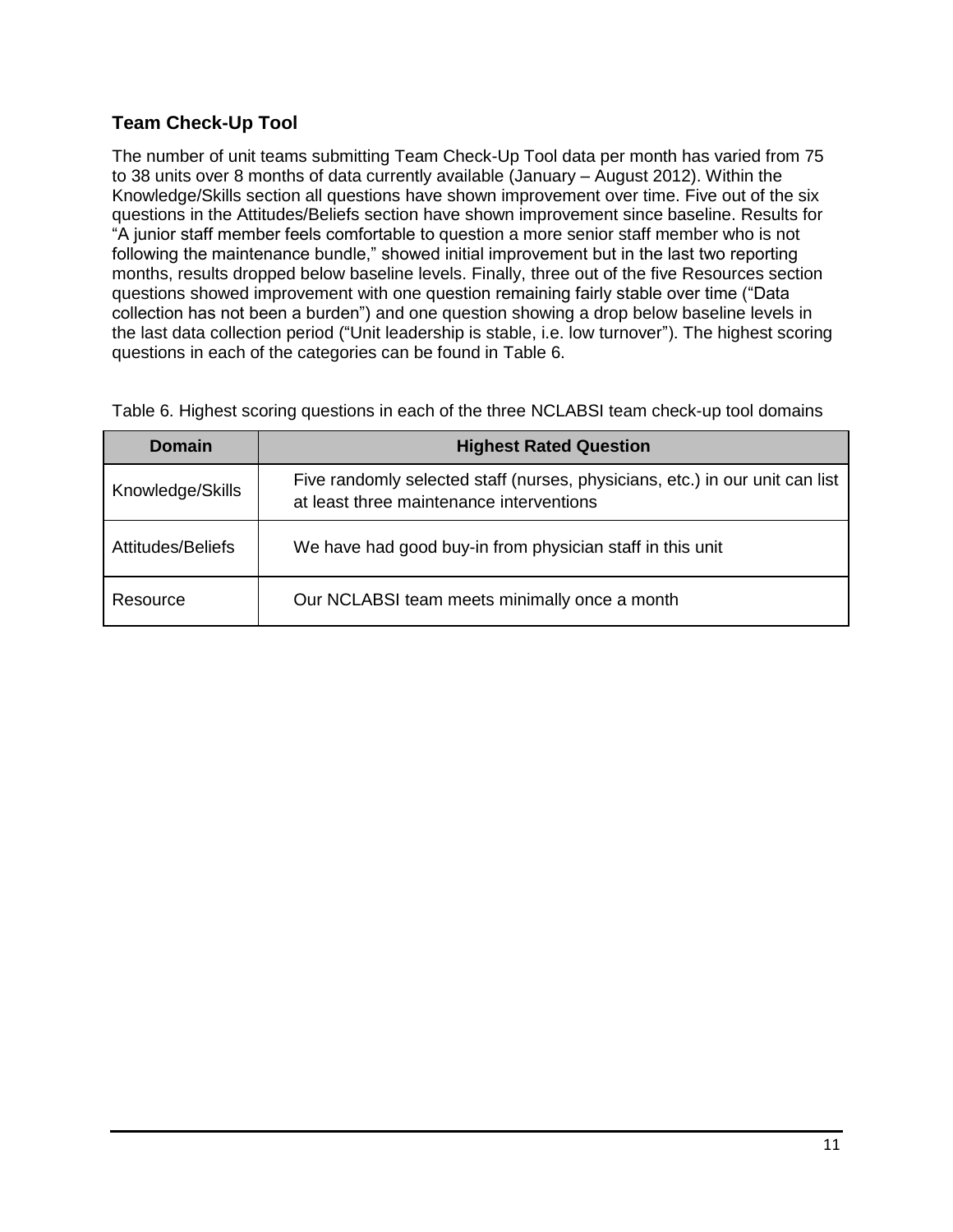## Team Check-Up Tool

The number of unit teams submitting Team Check-Up Tool data per month has varied from 75 to 38 units over 8 months of data currently available (January – August 2012). Within the Knowledge/Skills section all questions have shown improvement over time. Five out of the six questions in the Attitudes/Beliefs section have shown improvement since baseline. Results for "A junior staff member feels comfortable to question a more senior staff member who is not following the maintenance bundle," showed initial improvement but in the last two reporting months, results dropped below baseline levels. Finally, three out of the five Resources section questions showed improvement with one question remaining fairly stable over time ("Data collection has not been a burden") and one question showing a drop below baseline levels in the last data collection period ("Unit leadership is stable, i.e. low turnover"). The highest scoring questions in each of the categories can be found in Table 6.

Table 6. Highest scoring questions in each of the three NCLABSI team check-up tool domains

| Domain | Highest Rated Question |
|---|---|
| Knowledge/Skills | Five randomly selected staff (nurses, physicians, etc.) in our unit can list at least three maintenance interventions |
| Attitudes/Beliefs | We have had good buy-in from physician staff in this unit |
| Resource | Our NCLABSI team meets minimally once a month |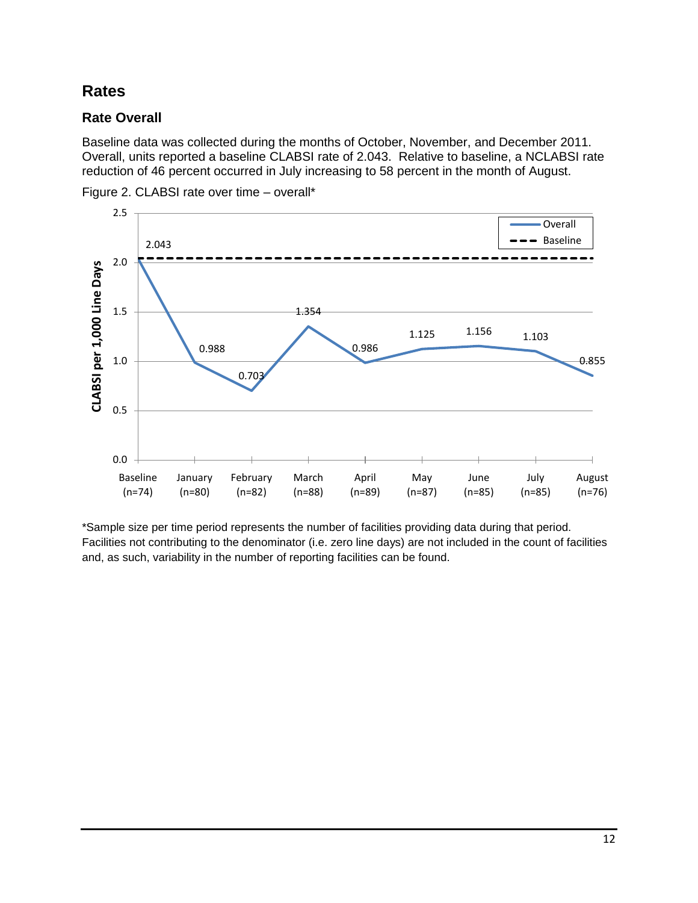## Rates

### Rate Overall

Baseline data was collected during the months of October, November, and December 2011. Overall, units reported a baseline CLABSI rate of 2.043. Relative to baseline, a NCLABSI rate reduction of 46 percent occurred in July increasing to 58 percent in the month of August.

Figure 2. CLABSI rate over time – overall*

*Sample size per time period represents the number of facilities providing data during that period. Facilities not contributing to the denominator (i.e. zero line days) are not included in the count of facilities and, as such, variability in the number of reporting facilities can be found.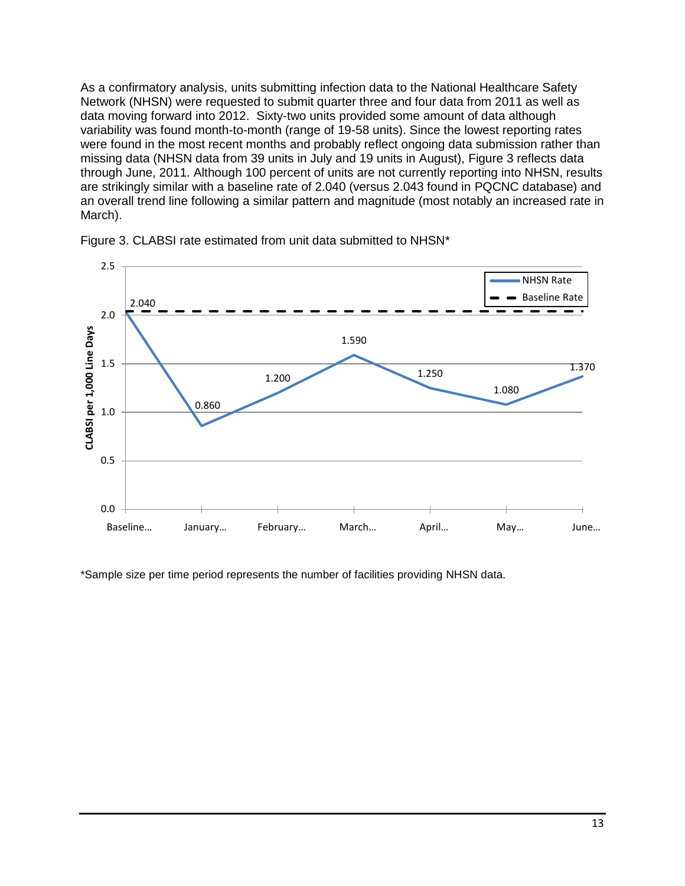As a confirmatory analysis, units submitting infection data to the National Healthcare Safety Network (NHSN) were requested to submit quarter three and four data from 2011 as well as data moving forward into 2012. Sixty-two units provided some amount of data although variability was found month-to-month (range of 19-58 units). Since the lowest reporting rates were found in the most recent months and probably reflect ongoing data submission rather than missing data (NHSN data from 39 units in July and 19 units in August), Figure 3 reflects data through June, 2011. Although 100 percent of units are not currently reporting into NHSN, results are strikingly similar with a baseline rate of 2.040 (versus 2.043 found in PQCNC database) and an overall trend line following a similar pattern and magnitude (most notably an increased rate in March).

Figure 3. CLABSI rate estimated from unit data submitted to NHSN*

| Time period | NHSN Rate (CLABSI per 1,000 Line Days) | Baseline Rate |
|---|---|---|
| Baseline… | 2.040 | 2.040 |
| January… | 0.860 | 2.040 |
| February… | 1.200 | 2.040 |
| March… | 1.590 | 2.040 |
| April… | 1.250 | 2.040 |
| May… | 1.080 | 2.040 |
| June… | 1.370 | 2.040 |

*Sample size per time period represents the number of facilities providing NHSN data.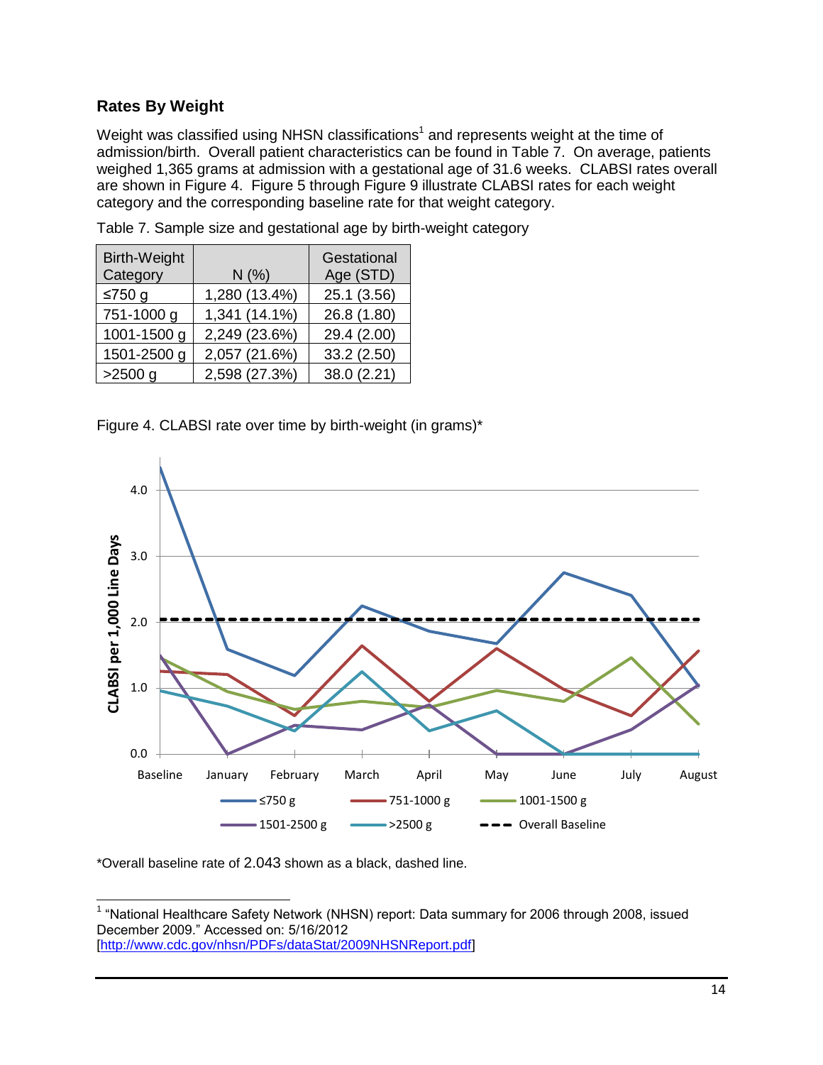### Rates By Weight

Weight was classified using NHSN classifications[1] and represents weight at the time of admission/birth. Overall patient characteristics can be found in Table 7. On average, patients weighed 1,365 grams at admission with a gestational age of 31.6 weeks. CLABSI rates overall are shown in Figure 4. Figure 5 through Figure 9 illustrate CLABSI rates for each weight category and the corresponding baseline rate for that weight category.

Table 7. Sample size and gestational age by birth-weight category

| Birth-Weight Category | N (%) | Gestational Age (STD) |
|---|---|---|
| ≤750 g | 1,280 (13.4%) | 25.1 (3.56) |
| 751-1000 g | 1,341 (14.1%) | 26.8 (1.80) |
| 1001-1500 g | 2,249 (23.6%) | 29.4 (2.00) |
| 1501-2500 g | 2,057 (21.6%) | 33.2 (2.50) |
| >2500 g | 2,598 (27.3%) | 38.0 (2.21) |

Figure 4. CLABSI rate over time by birth-weight (in grams)*

*Overall baseline rate of 2.043 shown as a black, dashed line.

[1] "National Healthcare Safety Network (NHSN) report: Data summary for 2006 through 2008, issued December 2009." Accessed on: 5/16/2012 [http://www.cdc.gov/nhsn/PDFs/dataStat/2009NHSNReport.pdf]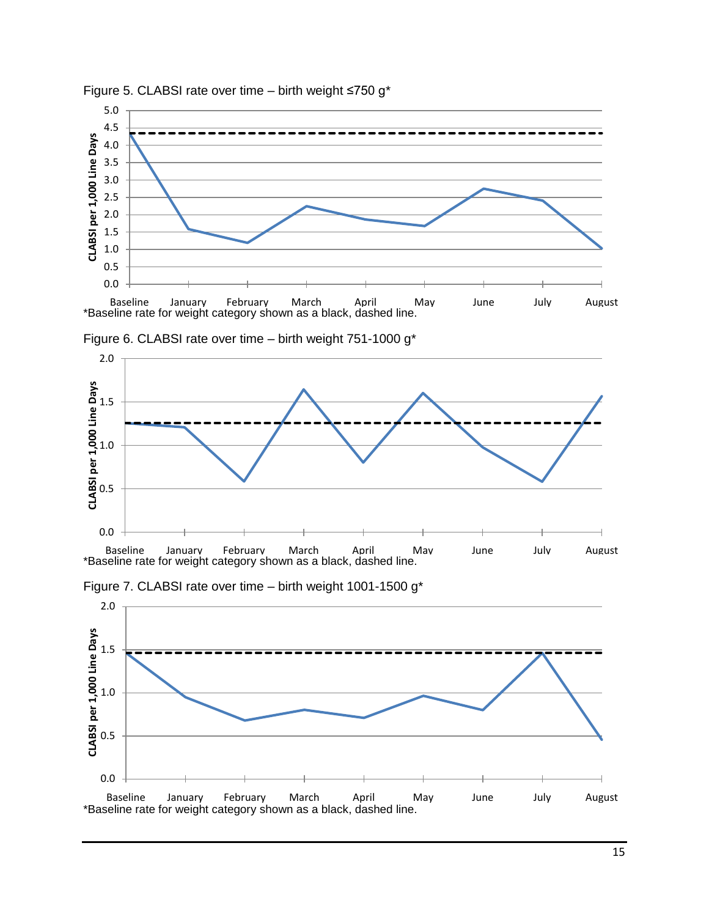Figure 5. CLABSI rate over time – birth weight ≤750 g*

*Baseline rate for weight category shown as a black, dashed line.

Figure 6. CLABSI rate over time – birth weight 751-1000 g*

*Baseline rate for weight category shown as a black, dashed line.

Figure 7. CLABSI rate over time – birth weight 1001-1500 g*

*Baseline rate for weight category shown as a black, dashed line.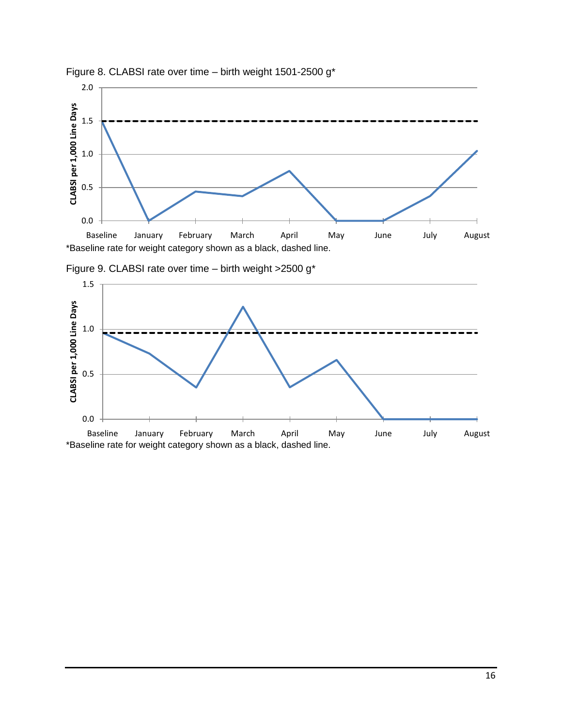Figure 8. CLABSI rate over time – birth weight 1501-2500 g*

*Baseline rate for weight category shown as a black, dashed line.

Figure 9. CLABSI rate over time – birth weight >2500 g*

*Baseline rate for weight category shown as a black, dashed line.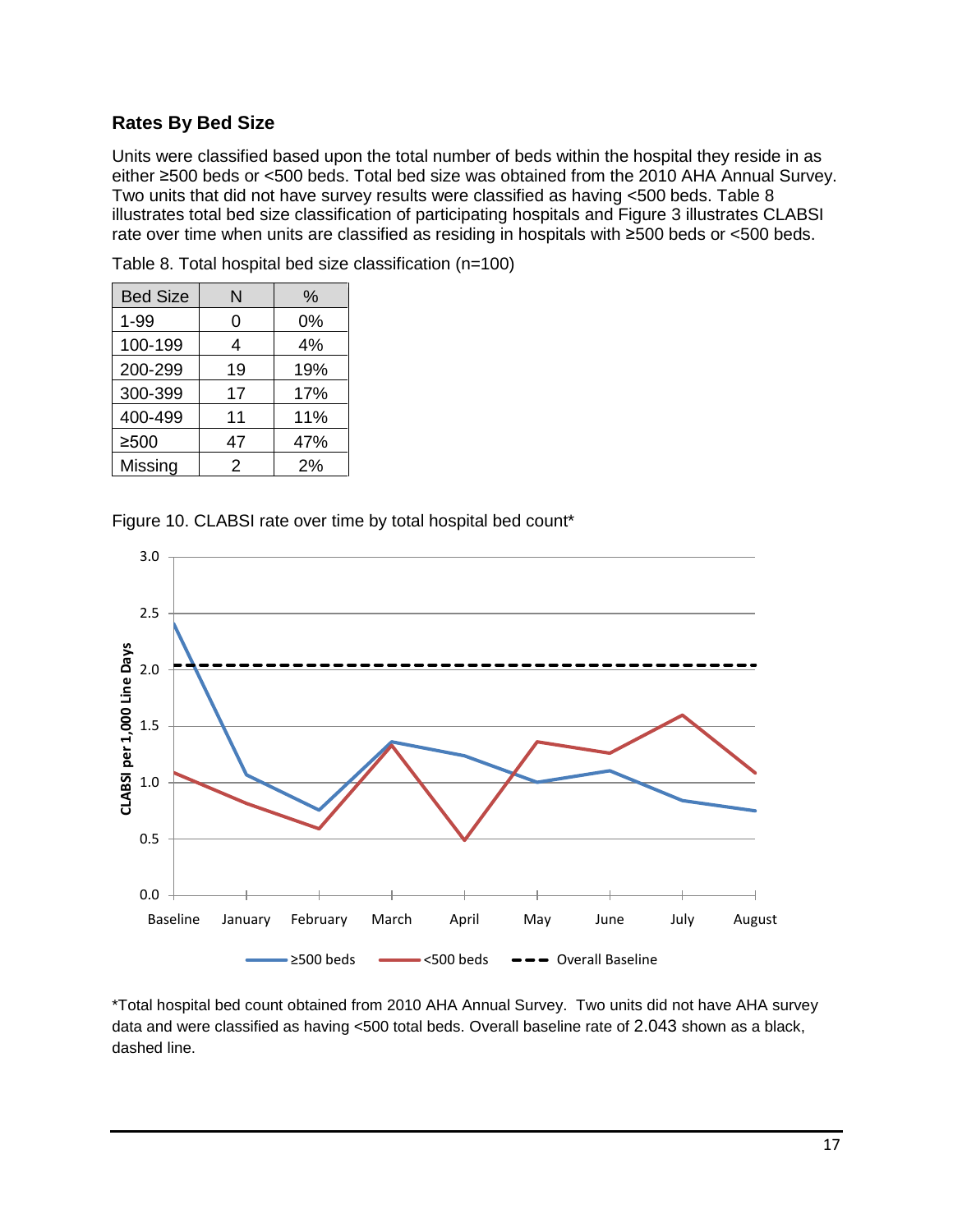### Rates By Bed Size

Units were classified based upon the total number of beds within the hospital they reside in as either ≥500 beds or <500 beds. Total bed size was obtained from the 2010 AHA Annual Survey. Two units that did not have survey results were classified as having <500 beds. Table 8 illustrates total bed size classification of participating hospitals and Figure 3 illustrates CLABSI rate over time when units are classified as residing in hospitals with ≥500 beds or <500 beds.

Table 8. Total hospital bed size classification (n=100)

| Bed Size | N | % |
|---|---|---|
| 1-99 | 0 | 0% |
| 100-199 | 4 | 4% |
| 200-299 | 19 | 19% |
| 300-399 | 17 | 17% |
| 400-499 | 11 | 11% |
| ≥500 | 47 | 47% |
| Missing | 2 | 2% |

Figure 10. CLABSI rate over time by total hospital bed count*

\*Total hospital bed count obtained from 2010 AHA Annual Survey. Two units did not have AHA survey data and were classified as having <500 total beds. Overall baseline rate of 2.043 shown as a black, dashed line.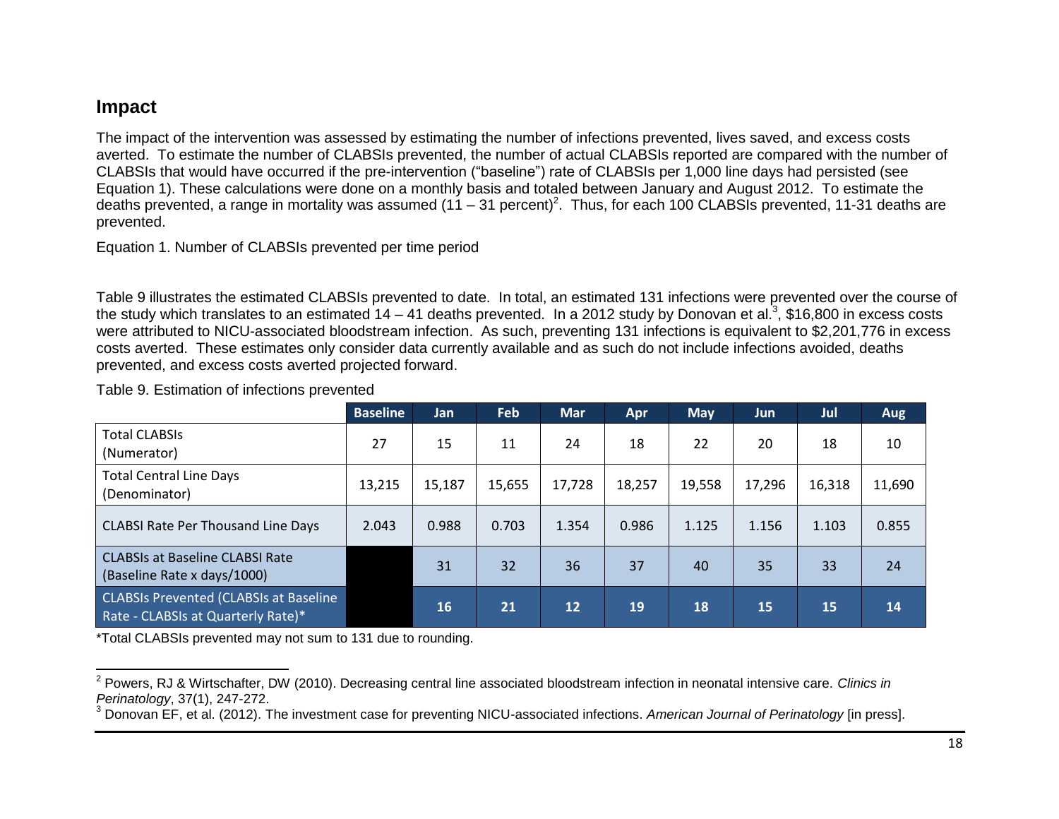## Impact

The impact of the intervention was assessed by estimating the number of infections prevented, lives saved, and excess costs averted. To estimate the number of CLABSIs prevented, the number of actual CLABSIs reported are compared with the number of CLABSIs that would have occurred if the pre-intervention ("baseline") rate of CLABSIs per 1,000 line days had persisted (see Equation 1). These calculations were done on a monthly basis and totaled between January and August 2012. To estimate the deaths prevented, a range in mortality was assumed (11 – 31 percent)[2]. Thus, for each 100 CLABSIs prevented, 11-31 deaths are prevented.

Equation 1. Number of CLABSIs prevented per time period

Table 9 illustrates the estimated CLABSIs prevented to date. In total, an estimated 131 infections were prevented over the course of the study which translates to an estimated 14 – 41 deaths prevented. In a 2012 study by Donovan et al.[3], $16,800 in excess costs were attributed to NICU-associated bloodstream infection. As such, preventing 131 infections is equivalent to $2,201,776 in excess costs averted. These estimates only consider data currently available and as such do not include infections avoided, deaths prevented, and excess costs averted projected forward.

Table 9. Estimation of infections prevented

| | Baseline | Jan | Feb | Mar | Apr | May | Jun | Jul | Aug |
|---|---|---|---|---|---|---|---|---|---|
| Total CLABSIs (Numerator) | 27 | 15 | 11 | 24 | 18 | 22 | 20 | 18 | 10 |
| Total Central Line Days (Denominator) | 13,215 | 15,187 | 15,655 | 17,728 | 18,257 | 19,558 | 17,296 | 16,318 | 11,690 |
| CLABSI Rate Per Thousand Line Days | 2.043 | 0.988 | 0.703 | 1.354 | 0.986 | 1.125 | 1.156 | 1.103 | 0.855 |
| CLABSIs at Baseline CLABSI Rate (Baseline Rate x days/1000) | | 31 | 32 | 36 | 37 | 40 | 35 | 33 | 24 |
| CLABSIs Prevented (CLABSIs at Baseline Rate - CLABSIs at Quarterly Rate)* | | **16** | **21** | **12** | **19** | **18** | **15** | **15** | **14** |

*Total CLABSIs prevented may not sum to 131 due to rounding.

---

[2] Powers, RJ & Wirtschafter, DW (2010). Decreasing central line associated bloodstream infection in neonatal intensive care. *Clinics in Perinatology*, 37(1), 247-272.

[3] Donovan EF, et al. (2012). The investment case for preventing NICU-associated infections. *American Journal of Perinatology* [in press].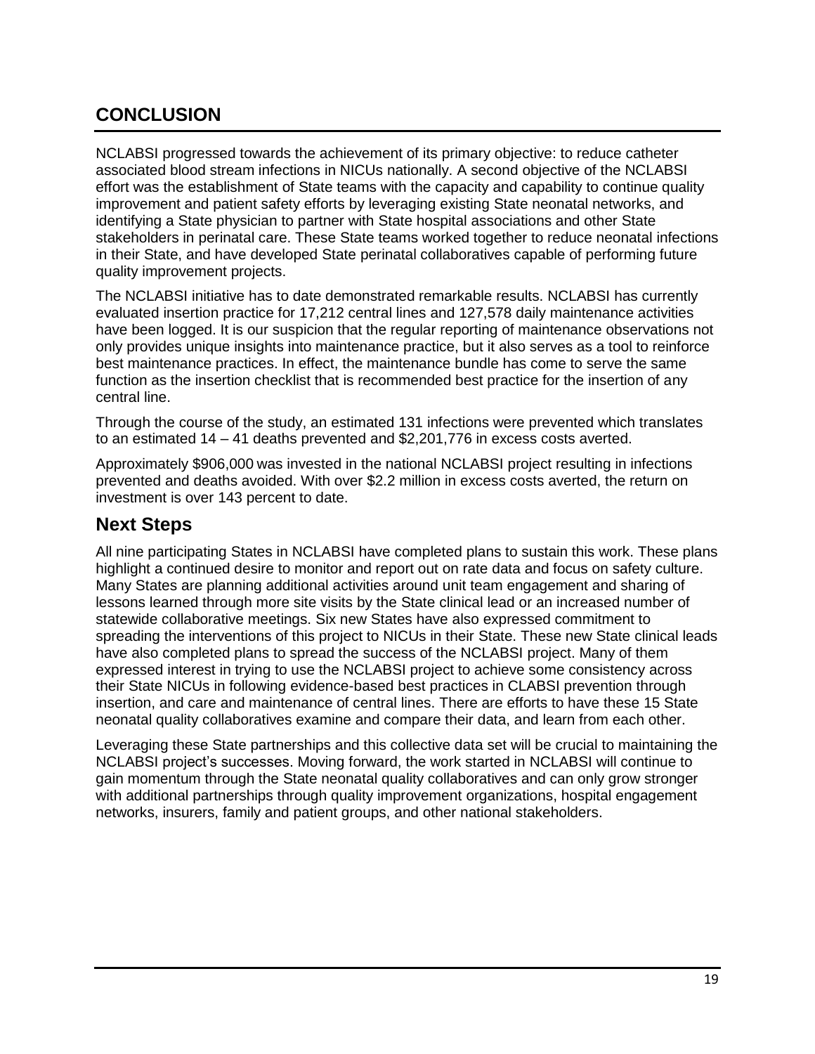# CONCLUSION

NCLABSI progressed towards the achievement of its primary objective: to reduce catheter associated blood stream infections in NICUs nationally. A second objective of the NCLABSI effort was the establishment of State teams with the capacity and capability to continue quality improvement and patient safety efforts by leveraging existing State neonatal networks, and identifying a State physician to partner with State hospital associations and other State stakeholders in perinatal care. These State teams worked together to reduce neonatal infections in their State, and have developed State perinatal collaboratives capable of performing future quality improvement projects.

The NCLABSI initiative has to date demonstrated remarkable results. NCLABSI has currently evaluated insertion practice for 17,212 central lines and 127,578 daily maintenance activities have been logged. It is our suspicion that the regular reporting of maintenance observations not only provides unique insights into maintenance practice, but it also serves as a tool to reinforce best maintenance practices. In effect, the maintenance bundle has come to serve the same function as the insertion checklist that is recommended best practice for the insertion of any central line.

Through the course of the study, an estimated 131 infections were prevented which translates to an estimated 14 – 41 deaths prevented and $2,201,776 in excess costs averted.

Approximately $906,000 was invested in the national NCLABSI project resulting in infections prevented and deaths avoided. With over $2.2 million in excess costs averted, the return on investment is over 143 percent to date.

## Next Steps

All nine participating States in NCLABSI have completed plans to sustain this work. These plans highlight a continued desire to monitor and report out on rate data and focus on safety culture. Many States are planning additional activities around unit team engagement and sharing of lessons learned through more site visits by the State clinical lead or an increased number of statewide collaborative meetings. Six new States have also expressed commitment to spreading the interventions of this project to NICUs in their State. These new State clinical leads have also completed plans to spread the success of the NCLABSI project. Many of them expressed interest in trying to use the NCLABSI project to achieve some consistency across their State NICUs in following evidence-based best practices in CLABSI prevention through insertion, and care and maintenance of central lines. There are efforts to have these 15 State neonatal quality collaboratives examine and compare their data, and learn from each other.

Leveraging these State partnerships and this collective data set will be crucial to maintaining the NCLABSI project's successes. Moving forward, the work started in NCLABSI will continue to gain momentum through the State neonatal quality collaboratives and can only grow stronger with additional partnerships through quality improvement organizations, hospital engagement networks, insurers, family and patient groups, and other national stakeholders.